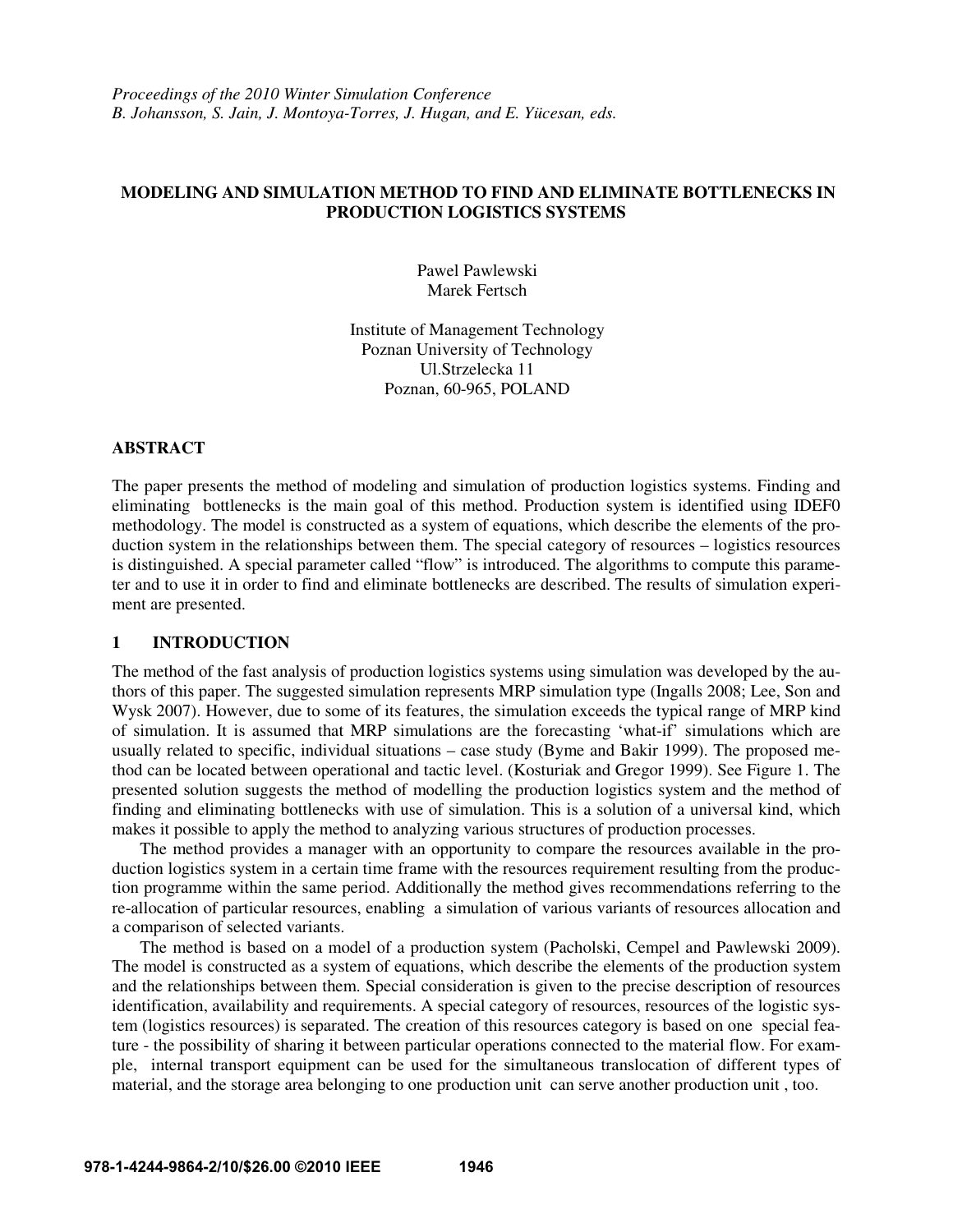*Proceedings of the 2010 Winter Simulation Conference*
*B. Johansson, S. Jain, J. Montoya-Torres, J. Hugan, and E. Yücesan, eds.*

# MODELING AND SIMULATION METHOD TO FIND AND ELIMINATE BOTTLENECKS IN PRODUCTION LOGISTICS SYSTEMS

Pawel Pawlewski
Marek Fertsch

Institute of Management Technology
Poznan University of Technology
Ul.Strzelecka 11
Poznan, 60-965, POLAND

## ABSTRACT

The paper presents the method of modeling and simulation of production logistics systems. Finding and eliminating bottlenecks is the main goal of this method. Production system is identified using IDEF0 methodology. The model is constructed as a system of equations, which describe the elements of the production system in the relationships between them. The special category of resources – logistics resources is distinguished. A special parameter called "flow" is introduced. The algorithms to compute this parameter and to use it in order to find and eliminate bottlenecks are described. The results of simulation experiment are presented.

## 1 INTRODUCTION

The method of the fast analysis of production logistics systems using simulation was developed by the authors of this paper. The suggested simulation represents MRP simulation type (Ingalls 2008; Lee, Son and Wysk 2007). However, due to some of its features, the simulation exceeds the typical range of MRP kind of simulation. It is assumed that MRP simulations are the forecasting 'what-if' simulations which are usually related to specific, individual situations – case study (Byme and Bakir 1999). The proposed method can be located between operational and tactic level. (Kosturiak and Gregor 1999). See Figure 1. The presented solution suggests the method of modelling the production logistics system and the method of finding and eliminating bottlenecks with use of simulation. This is a solution of a universal kind, which makes it possible to apply the method to analyzing various structures of production processes.

The method provides a manager with an opportunity to compare the resources available in the production logistics system in a certain time frame with the resources requirement resulting from the production programme within the same period. Additionally the method gives recommendations referring to the re-allocation of particular resources, enabling a simulation of various variants of resources allocation and a comparison of selected variants.

The method is based on a model of a production system (Pacholski, Cempel and Pawlewski 2009). The model is constructed as a system of equations, which describe the elements of the production system and the relationships between them. Special consideration is given to the precise description of resources identification, availability and requirements. A special category of resources, resources of the logistic system (logistics resources) is separated. The creation of this resources category is based on one special feature - the possibility of sharing it between particular operations connected to the material flow. For example, internal transport equipment can be used for the simultaneous translocation of different types of material, and the storage area belonging to one production unit can serve another production unit , too.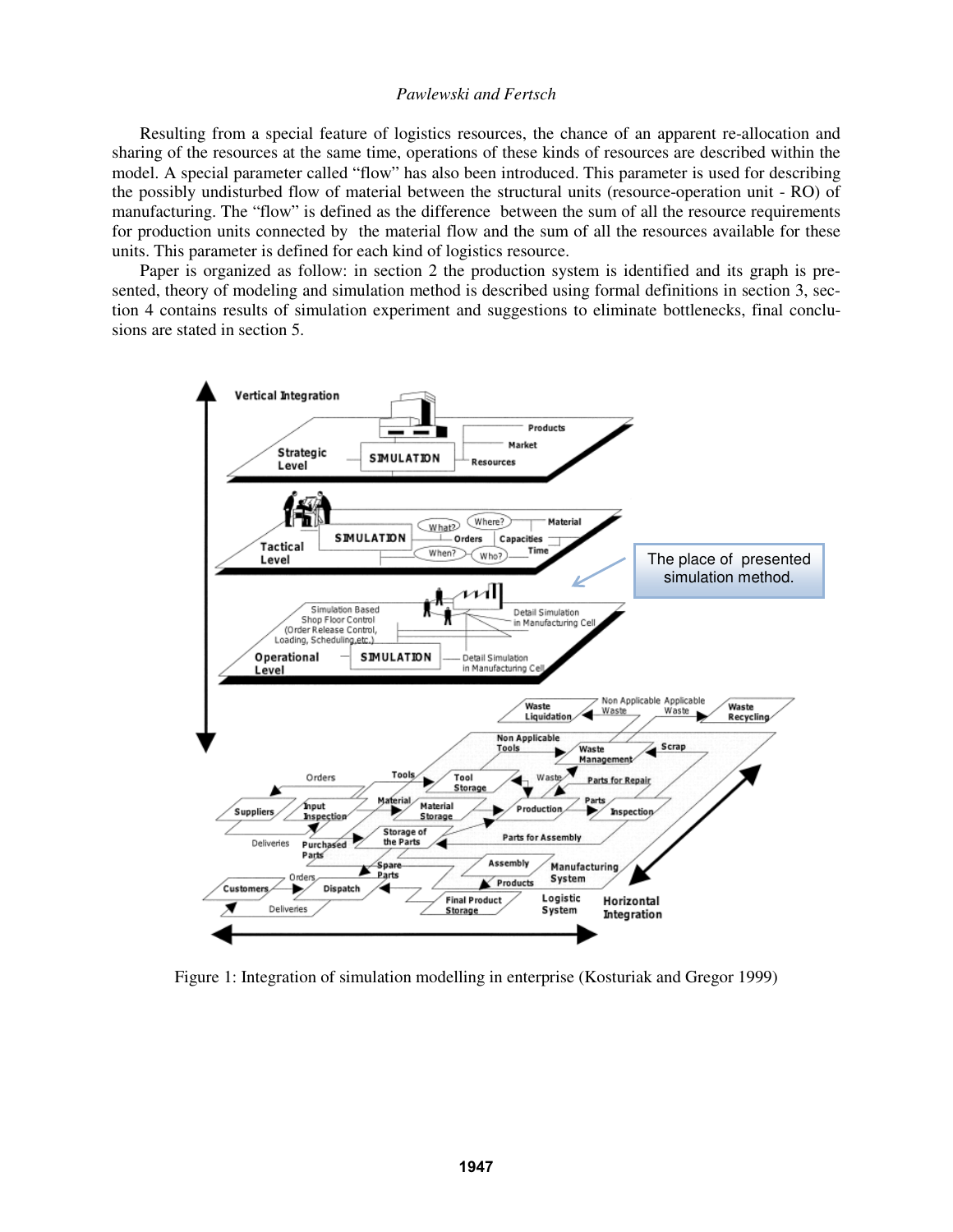Resulting from a special feature of logistics resources, the chance of an apparent re-allocation and sharing of the resources at the same time, operations of these kinds of resources are described within the model. A special parameter called "flow" has also been introduced. This parameter is used for describing the possibly undisturbed flow of material between the structural units (resource-operation unit - RO) of manufacturing. The "flow" is defined as the difference between the sum of all the resource requirements for production units connected by the material flow and the sum of all the resources available for these units. This parameter is defined for each kind of logistics resource.

Paper is organized as follow: in section 2 the production system is identified and its graph is presented, theory of modeling and simulation method is described using formal definitions in section 3, section 4 contains results of simulation experiment and suggestions to eliminate bottlenecks, final conclusions are stated in section 5.

Figure 1: Integration of simulation modelling in enterprise (Kosturiak and Gregor 1999)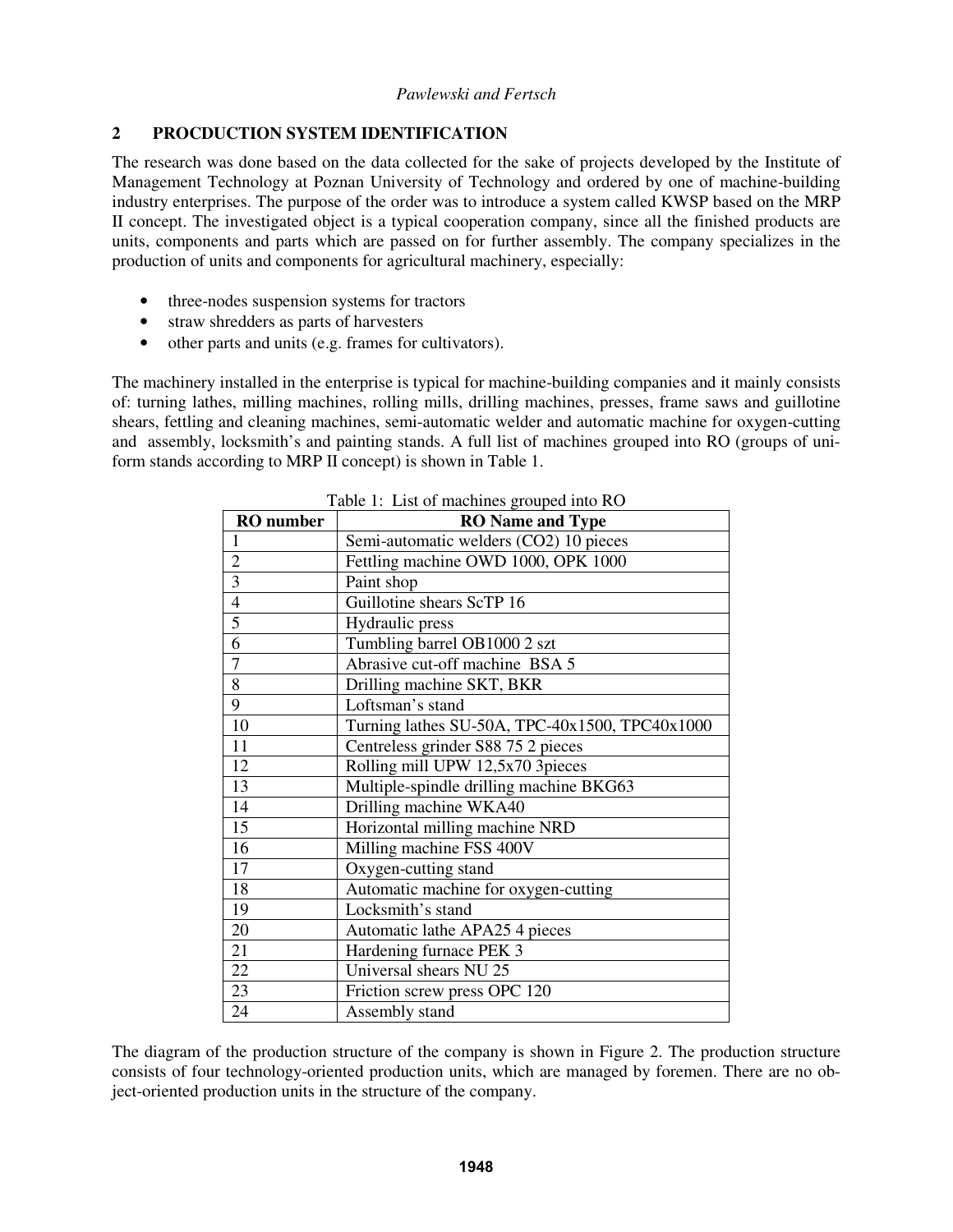## 2 PROCDUCTION SYSTEM IDENTIFICATION

The research was done based on the data collected for the sake of projects developed by the Institute of Management Technology at Poznan University of Technology and ordered by one of machine-building industry enterprises. The purpose of the order was to introduce a system called KWSP based on the MRP II concept. The investigated object is a typical cooperation company, since all the finished products are units, components and parts which are passed on for further assembly. The company specializes in the production of units and components for agricultural machinery, especially:

- three-nodes suspension systems for tractors
- straw shredders as parts of harvesters
- other parts and units (e.g. frames for cultivators).

The machinery installed in the enterprise is typical for machine-building companies and it mainly consists of: turning lathes, milling machines, rolling mills, drilling machines, presses, frame saws and guillotine shears, fettling and cleaning machines, semi-automatic welder and automatic machine for oxygen-cutting and assembly, locksmith's and painting stands. A full list of machines grouped into RO (groups of uniform stands according to MRP II concept) is shown in Table 1.

Table 1: List of machines grouped into RO

| RO number | RO Name and Type |
|---|---|
| 1 | Semi-automatic welders ($CO_2$) 10 pieces |
| 2 | Fettling machine OWD 1000, OPK 1000 |
| 3 | Paint shop |
| 4 | Guillotine shears ScTP 16 |
| 5 | Hydraulic press |
| 6 | Tumbling barrel OB1000 2 szt |
| 7 | Abrasive cut-off machine BSA 5 |
| 8 | Drilling machine SKT, BKR |
| 9 | Loftsman's stand |
| 10 | Turning lathes SU-50A, TPC-40x1500, TPC40x1000 |
| 11 | Centreless grinder S88 75 2 pieces |
| 12 | Rolling mill UPW 12,5x70 3pieces |
| 13 | Multiple-spindle drilling machine BKG63 |
| 14 | Drilling machine WKA40 |
| 15 | Horizontal milling machine NRD |
| 16 | Milling machine FSS 400V |
| 17 | Oxygen-cutting stand |
| 18 | Automatic machine for oxygen-cutting |
| 19 | Locksmith's stand |
| 20 | Automatic lathe APA25 4 pieces |
| 21 | Hardening furnace PEK 3 |
| 22 | Universal shears NU 25 |
| 23 | Friction screw press OPC 120 |
| 24 | Assembly stand |

The diagram of the production structure of the company is shown in Figure 2. The production structure consists of four technology-oriented production units, which are managed by foremen. There are no object-oriented production units in the structure of the company.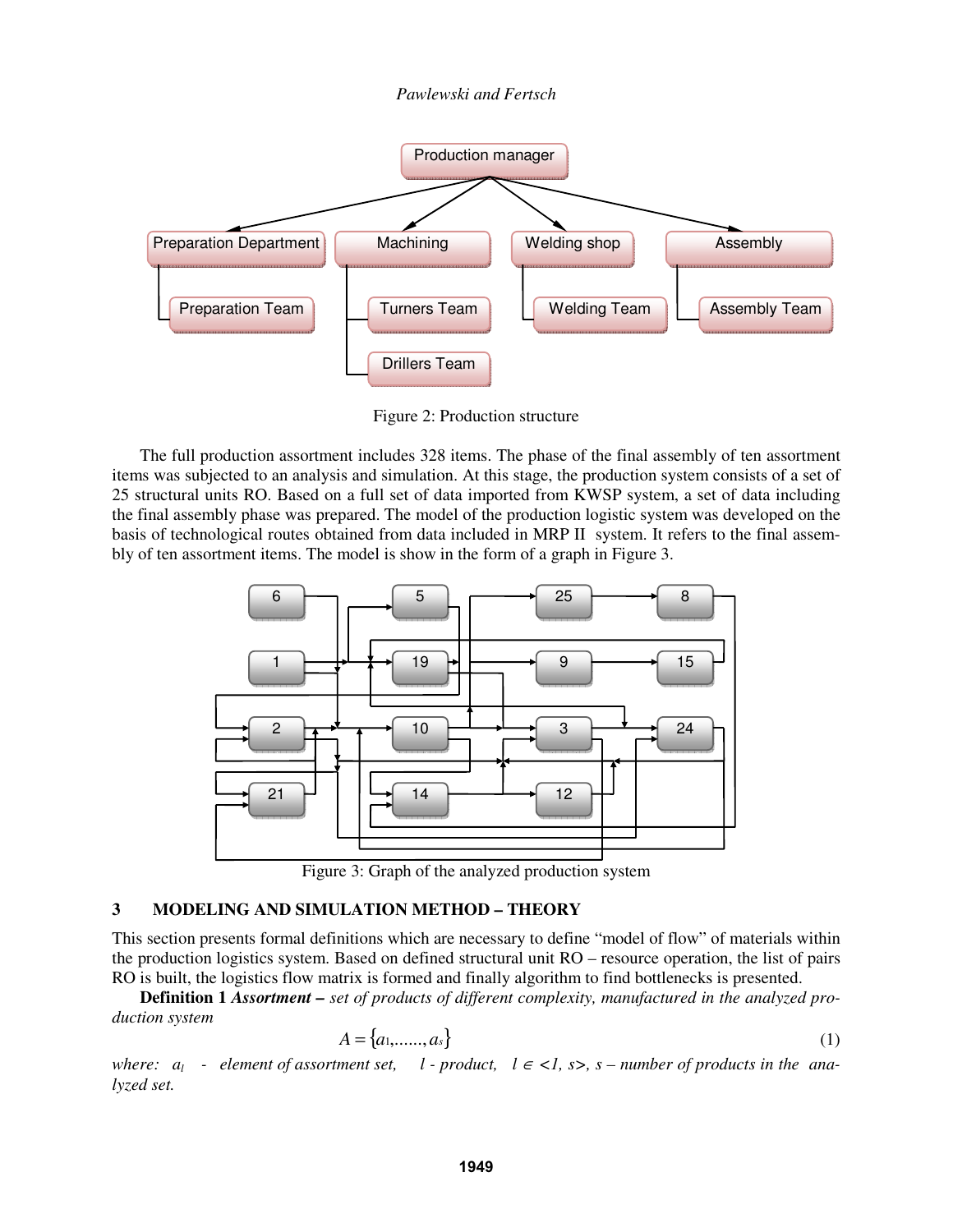Figure 2: Production structure

The full production assortment includes 328 items. The phase of the final assembly of ten assortment items was subjected to an analysis and simulation. At this stage, the production system consists of a set of 25 structural units RO. Based on a full set of data imported from KWSP system, a set of data including the final assembly phase was prepared. The model of the production logistic system was developed on the basis of technological routes obtained from data included in MRP II system. It refers to the final assembly of ten assortment items. The model is show in the form of a graph in Figure 3.

Figure 3: Graph of the analyzed production system

## 3 MODELING AND SIMULATION METHOD – THEORY

This section presents formal definitions which are necessary to define "model of flow" of materials within the production logistics system. Based on defined structural unit RO – resource operation, the list of pairs RO is built, the logistics flow matrix is formed and finally algorithm to find bottlenecks is presented.

**Definition 1** ***Assortment*** *– set of products of different complexity, manufactured in the analyzed production system*

$$A = \{a_1, ......, a_s\} \tag{1}$$

*where: $a_l$ - element of assortment set, $l$ - product, $l \in <1, s>$, $s$ – number of products in the analyzed set.*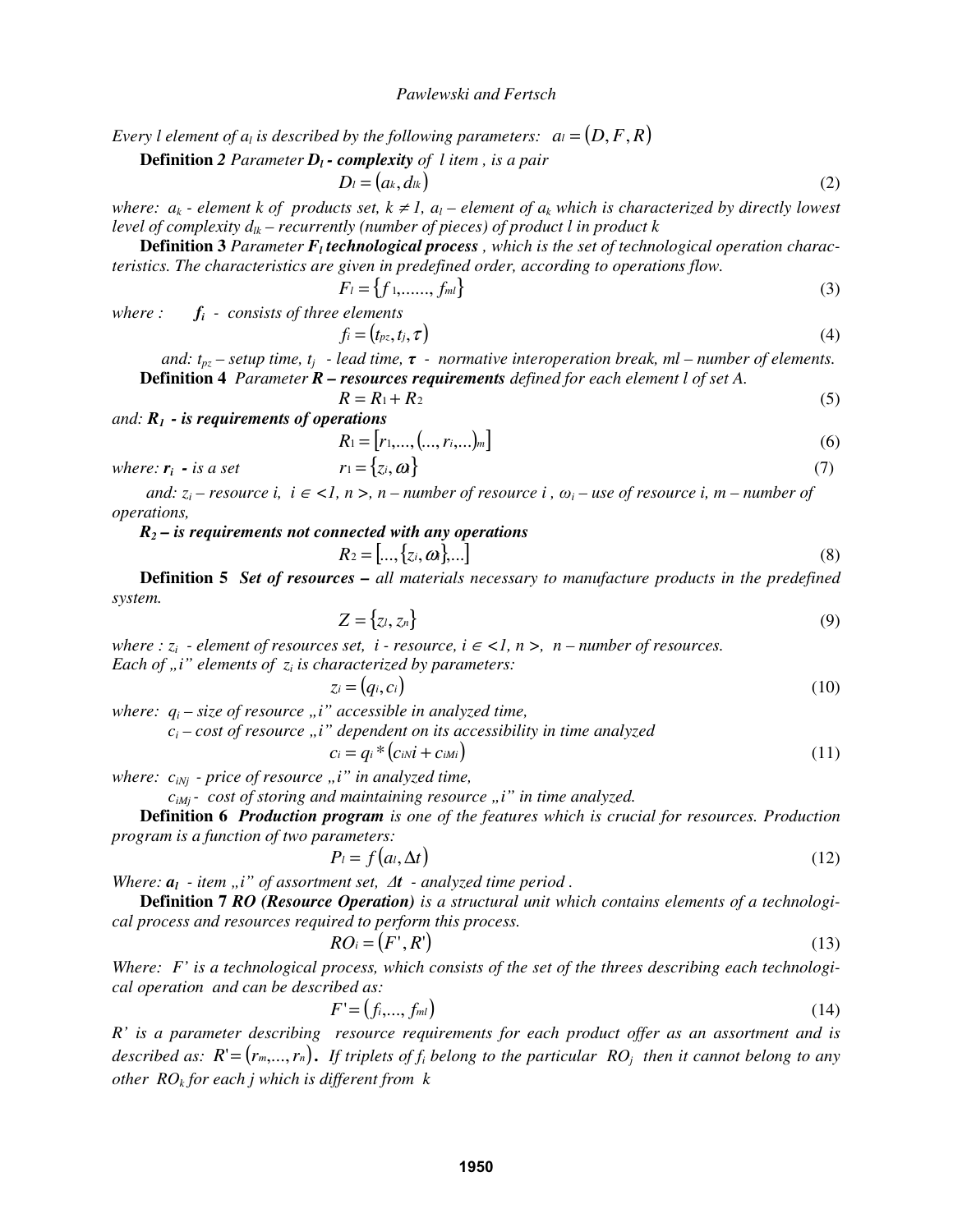*Every l element of $a_l$ is described by the following parameters:* $a_l = (D, F, R)$

**Definition** *2 Parameter* ***$D_l$* - *complexity*** *of l item , is a pair*

$$D_l = (a_k, d_{lk}) \tag{2}$$

*where: $a_k$ - element k of products set, $k \neq 1$, $a_l$ – element of $a_k$ which is characterized by directly lowest level of complexity $d_{lk}$ – recurrently (number of pieces) of product l in product k*

**Definition 3** *Parameter* ***$F_l$ technological process*** *, which is the set of technological operation characteristics. The characteristics are given in predefined order, according to operations flow.*

$$F_l = \{f_1, \ldots\ldots, f_{ml}\} \tag{3}$$

*where :* ***$f_i$*** *- consists of three elements*

$$f_i = (t_{pz}, t_j, \tau) \tag{4}$$

*and: $t_{pz}$ – setup time, $t_j$ - lead time,* ***$\tau$*** *- normative interoperation break, ml – number of elements.*

**Definition 4** *Parameter* ***R – resources requirements*** *defined for each element l of set A.*

$$R = R_1 + R_2 \tag{5}$$

*and:* ***$R_1$* - *is requirements of operations***

$$R_1 = [r_1, \ldots, (\ldots, r_i, \ldots)_m] \tag{6}$$

*where:* ***$r_i$*** *- is a set* $\quad r_1 = \{z_i, \omega_i\}$ (7)

*and: $z_i$ – resource i, $i \in <1, n>$, n – number of resource i , $\omega_i$ – use of resource i, m – number of operations,*

***$R_2$* – *is requirements not connected with any operations***

$$R_2 = [\ldots, \{z_i, \omega_i\}, \ldots] \tag{8}$$

**Definition 5** ***Set of resources*** **–** *all materials necessary to manufacture products in the predefined system.*

$$Z = \{z_l, z_n\} \tag{9}$$

*where : $z_i$ - element of resources set, i - resource, $i \in <1, n>$, n – number of resources.*
*Each of „i" elements of $z_i$ is characterized by parameters:*

$$z_i = (q_i, c_i) \tag{10}$$

*where: $q_i$ – size of resource „i" accessible in analyzed time,*
*$c_i$ – cost of resource „i" dependent on its accessibility in time analyzed*

$$c_i = q_i * (c_{iN}i + c_{iMi}) \tag{11}$$

*where: $c_{iNj}$ - price of resource „i" in analyzed time,*
*$c_{iMj}$ - cost of storing and maintaining resource „i" in time analyzed.*

**Definition 6** ***Production program*** *is one of the features which is crucial for resources. Production program is a function of two parameters:*

$$P_l = f(a_l, \Delta t) \tag{12}$$

*Where:* ***$a_l$*** *- item „i" of assortment set,* ***$\Delta t$*** *- analyzed time period .*

**Definition 7** ***RO (Resource Operation)*** *is a structural unit which contains elements of a technological process and resources required to perform this process.*

$$RO_i = (F', R') \tag{13}$$

*Where: F' is a technological process, which consists of the set of the threes describing each technological operation and can be described as:*

$$F' = (f_i, \ldots, f_{ml}) \tag{14}$$

*R' is a parameter describing resource requirements for each product offer as an assortment and is described as:* $R' = (r_m, \ldots, r_n)$**.** *If triplets of $f_i$ belong to the particular $RO_j$ then it cannot belong to any other $RO_k$ for each j which is different from k*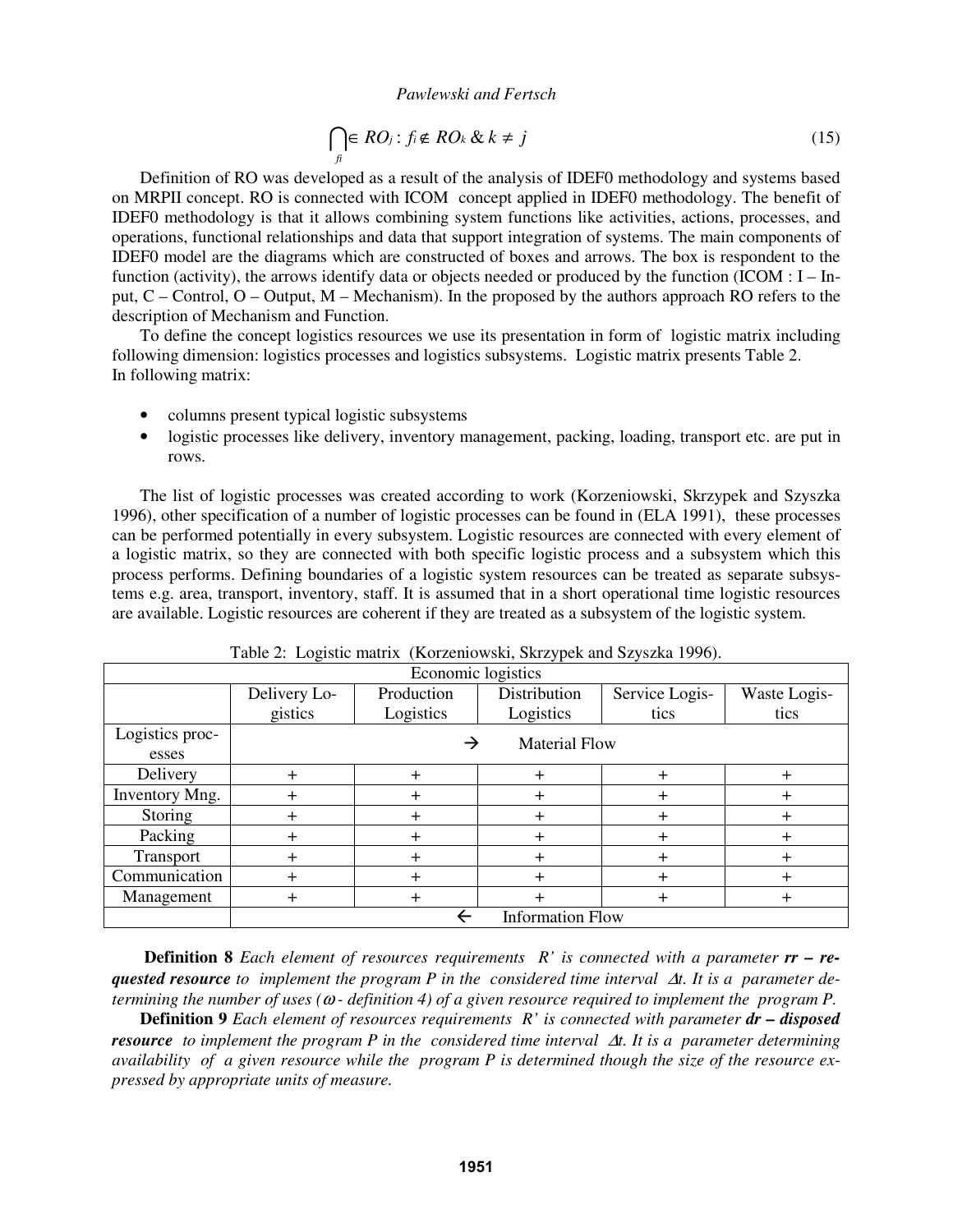$$\bigcap_{fi} \in RO_j : f_i \notin RO_k \;\&\; k \neq j \tag{15}$$

Definition of RO was developed as a result of the analysis of IDEF0 methodology and systems based on MRPII concept. RO is connected with ICOM concept applied in IDEF0 methodology. The benefit of IDEF0 methodology is that it allows combining system functions like activities, actions, processes, and operations, functional relationships and data that support integration of systems. The main components of IDEF0 model are the diagrams which are constructed of boxes and arrows. The box is respondent to the function (activity), the arrows identify data or objects needed or produced by the function (ICOM : I – Input, C – Control, O – Output, M – Mechanism). In the proposed by the authors approach RO refers to the description of Mechanism and Function.

To define the concept logistics resources we use its presentation in form of logistic matrix including following dimension: logistics processes and logistics subsystems. Logistic matrix presents Table 2. In following matrix:

- columns present typical logistic subsystems
- logistic processes like delivery, inventory management, packing, loading, transport etc. are put in rows.

The list of logistic processes was created according to work (Korzeniowski, Skrzypek and Szyszka 1996), other specification of a number of logistic processes can be found in (ELA 1991), these processes can be performed potentially in every subsystem. Logistic resources are connected with every element of a logistic matrix, so they are connected with both specific logistic process and a subsystem which this process performs. Defining boundaries of a logistic system resources can be treated as separate subsystems e.g. area, transport, inventory, staff. It is assumed that in a short operational time logistic resources are available. Logistic resources are coherent if they are treated as a subsystem of the logistic system.

Table 2: Logistic matrix (Korzeniowski, Skrzypek and Szyszka 1996).

| Economic logistics | | | | | |
|---|---|---|---|---|---|
| | Delivery Logistics | Production Logistics | Distribution Logistics | Service Logistics | Waste Logistics |
| Logistics processes | → Material Flow | | | | |
| Delivery | + | + | + | + | + |
| Inventory Mng. | + | + | + | + | + |
| Storing | + | + | + | + | + |
| Packing | + | + | + | + | + |
| Transport | + | + | + | + | + |
| Communication | + | + | + | + | + |
| Management | + | + | + | + | + |
| | ← Information Flow | | | | |

**Definition 8** *Each element of resources requirements R' is connected with a parameter* ***rr – requested resource*** *to implement the program P in the considered time interval* $\Delta t$*. It is a parameter determining the number of uses (*$\omega$ *- definition 4) of a given resource required to implement the program P.*

**Definition 9** *Each element of resources requirements R' is connected with parameter* ***dr – disposed resource*** *to implement the program P in the considered time interval* $\Delta t$*. It is a parameter determining availability of a given resource while the program P is determined though the size of the resource expressed by appropriate units of measure.*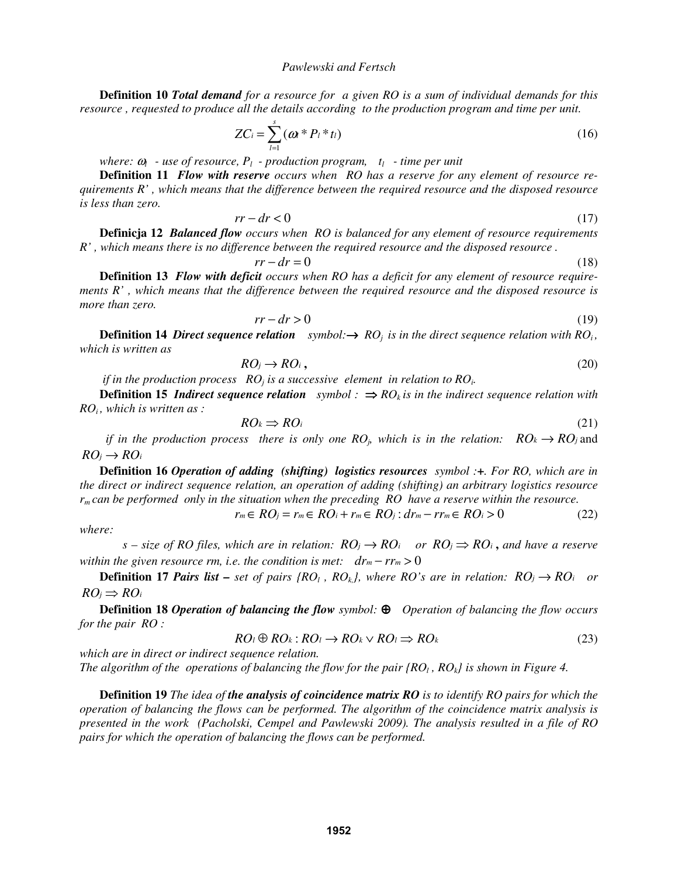**Definition 10** ***Total demand*** *for a resource for a given RO is a sum of individual demands for this resource , requested to produce all the details according to the production program and time per unit.*

$$ZC_i = \sum_{l=1}^{s} (\omega_l * P_l * t_l) \tag{16}$$

*where:* $\omega_l$ *- use of resource,* $P_l$ *- production program,* $t_l$ *- time per unit*

**Definition 11** ***Flow with reserve*** *occurs when RO has a reserve for any element of resource requirements R' , which means that the difference between the required resource and the disposed resource is less than zero.*

$$rr - dr < 0 \tag{17}$$

**Definicja 12** ***Balanced flow*** *occurs when RO is balanced for any element of resource requirements R' , which means there is no difference between the required resource and the disposed resource .*

$$rr - dr = 0 \tag{18}$$

**Definition 13** ***Flow with deficit*** *occurs when RO has a deficit for any element of resource requirements R' , which means that the difference between the required resource and the disposed resource is more than zero.*

$$rr - dr > 0 \tag{19}$$

**Definition 14** ***Direct sequence relation*** *symbol:*$\rightarrow$ $RO_j$ *is in the direct sequence relation with* $RO_i$*, which is written as*

$$RO_j \rightarrow RO_i \, , \tag{20}$$

*if in the production process* $RO_j$ *is a successive element in relation to* $RO_i$*.*

**Definition 15** ***Indirect sequence relation*** *symbol :* $\Rightarrow$ $RO_k$ *is in the indirect sequence relation with* $RO_i$*, which is written as :*

$$RO_k \Rightarrow RO_i \tag{21}$$

*if in the production process there is only one* $RO_j$*, which is in the relation:* $RO_k \rightarrow RO_j$ and $RO_j \rightarrow RO_i$

**Definition 16** ***Operation of adding (shifting) logistics resources*** *symbol :*$+$*. For RO, which are in the direct or indirect sequence relation, an operation of adding (shifting) an arbitrary logistics resource* $r_m$ *can be performed only in the situation when the preceding RO have a reserve within the resource.*

$$r_m \in RO_j = r_m \in RO_i + r_m \in RO_j : dr_m - rr_m \in RO_i > 0 \tag{22}$$

*where:*

*s – size of RO files, which are in relation:* $RO_j \rightarrow RO_i$ *or* $RO_j \Rightarrow RO_i$ **,** *and have a reserve within the given resource rm, i.e. the condition is met:* $dr_m - rr_m > 0$

**Definition 17** ***Pairs list –*** *set of pairs {*$RO_l$ *,* $RO_k$*}, where RO's are in relation:* $RO_j \rightarrow RO_i$ *or* $RO_j \Rightarrow RO_i$

**Definition 18** ***Operation of balancing the flow*** *symbol:* $\oplus$ *Operation of balancing the flow occurs for the pair RO :*

$$RO_l \oplus RO_k : RO_l \rightarrow RO_k \vee RO_l \Rightarrow RO_k \tag{23}$$

*which are in direct or indirect sequence relation.*
*The algorithm of the operations of balancing the flow for the pair {*$RO_l$ *,* $RO_k$*} is shown in Figure 4.*

**Definition 19** *The idea of* ***the analysis of coincidence matrix RO*** *is to identify RO pairs for which the operation of balancing the flows can be performed. The algorithm of the coincidence matrix analysis is presented in the work (Pacholski, Cempel and Pawlewski 2009). The analysis resulted in a file of RO pairs for which the operation of balancing the flows can be performed.*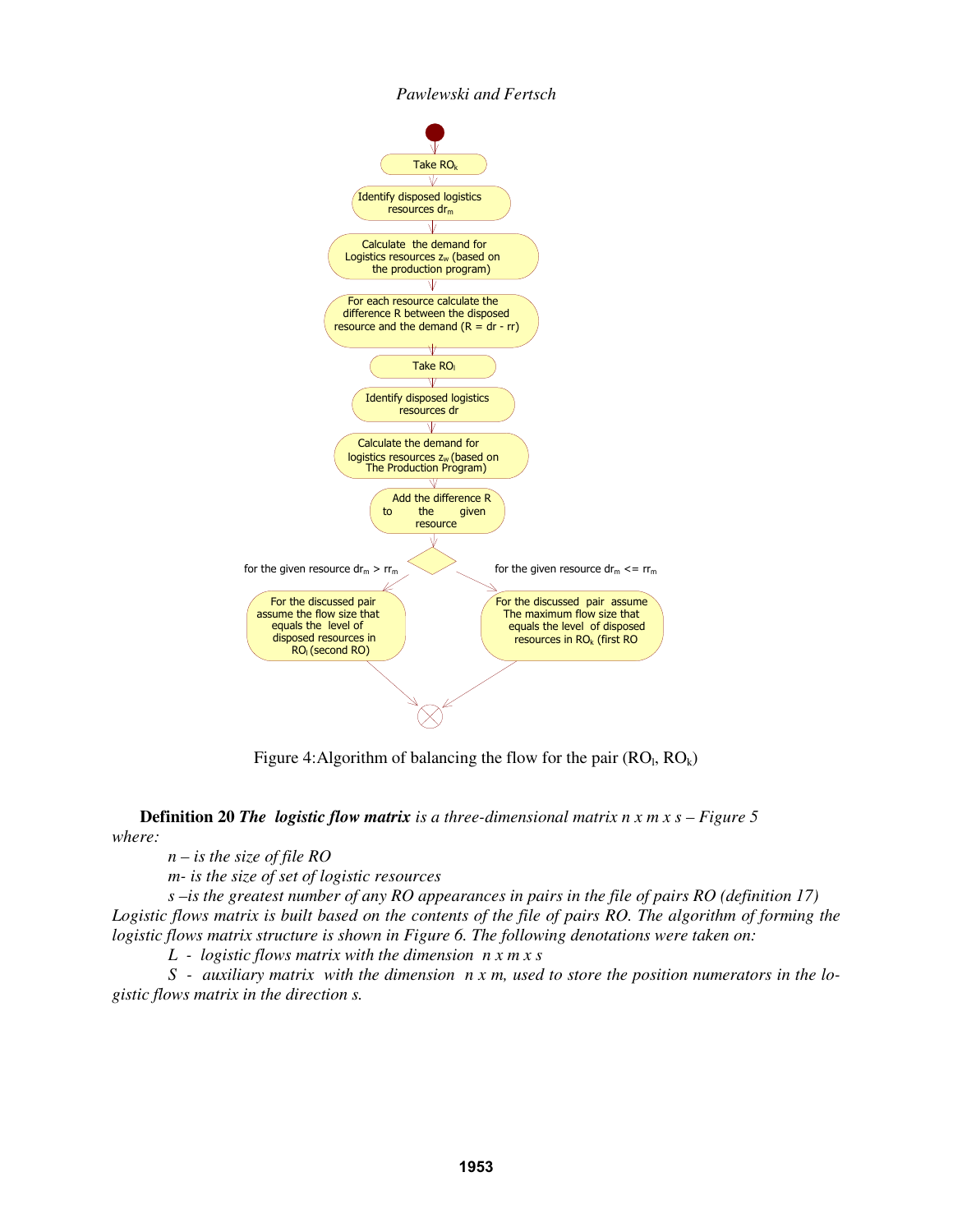Take $RO_k$

Identify disposed logistics resources $dr_m$

Calculate the demand for Logistics resources $z_w$ (based on the production program)

For each resource calculate the difference R between the disposed resource and the demand (R = dr - rr)

Take $RO_l$

Identify disposed logistics resources dr

Calculate the demand for logistics resources $z_w$ (based on The Production Program)

Add the difference R to the given resource

for the given resource $dr_m > rr_m$

for the given resource $dr_m <= rr_m$

For the discussed pair assume the flow size that equals the level of disposed resources in $RO_l$ (second RO)

For the discussed pair assume The maximum flow size that equals the level of disposed resources in $RO_k$ (first RO

Figure 4:Algorithm of balancing the flow for the pair ($RO_l$, $RO_k$)

**Definition 20** ***The logistic flow matrix*** *is a three-dimensional matrix n x m x s – Figure 5 where:*

*n – is the size of file RO*

*m- is the size of set of logistic resources*

*s –is the greatest number of any RO appearances in pairs in the file of pairs RO (definition 17)*

*Logistic flows matrix is built based on the contents of the file of pairs RO. The algorithm of forming the logistic flows matrix structure is shown in Figure 6. The following denotations were taken on:*

*L - logistic flows matrix with the dimension n x m x s*

*S - auxiliary matrix with the dimension n x m, used to store the position numerators in the logistic flows matrix in the direction s.*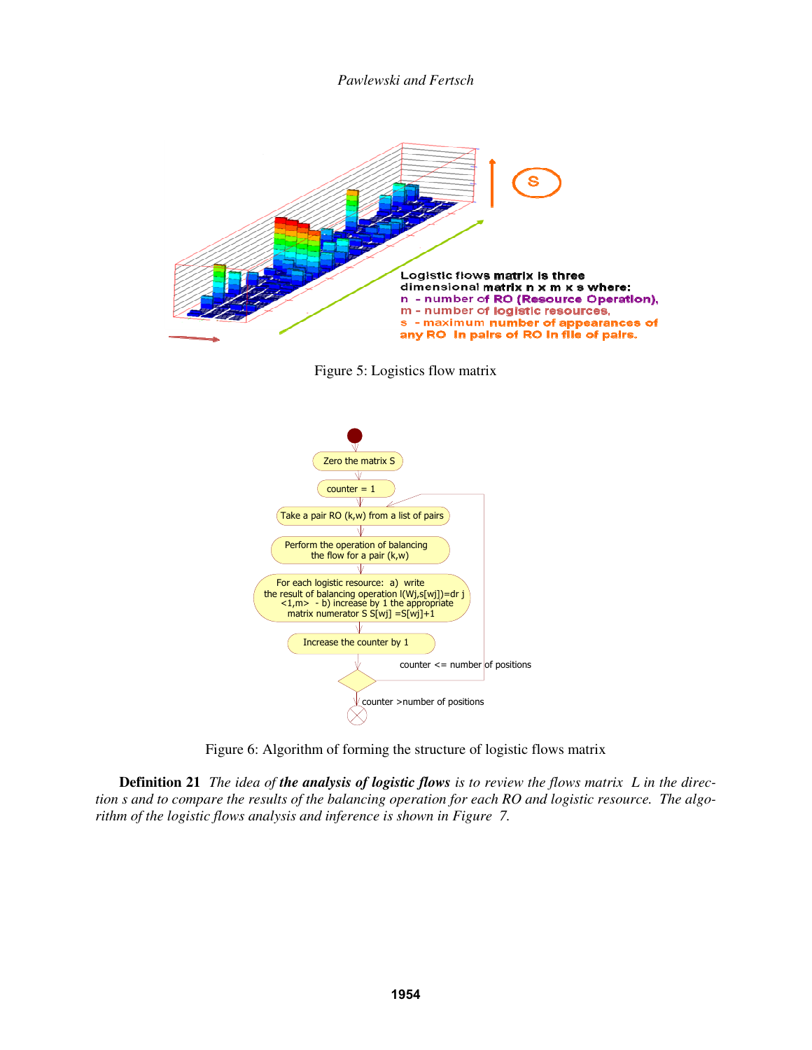Figure 5: Logistics flow matrix

Figure 6: Algorithm of forming the structure of logistic flows matrix

**Definition 21** *The idea of* ***the analysis of logistic flows*** *is to review the flows matrix L in the direction s and to compare the results of the balancing operation for each RO and logistic resource. The algorithm of the logistic flows analysis and inference is shown in Figure 7.*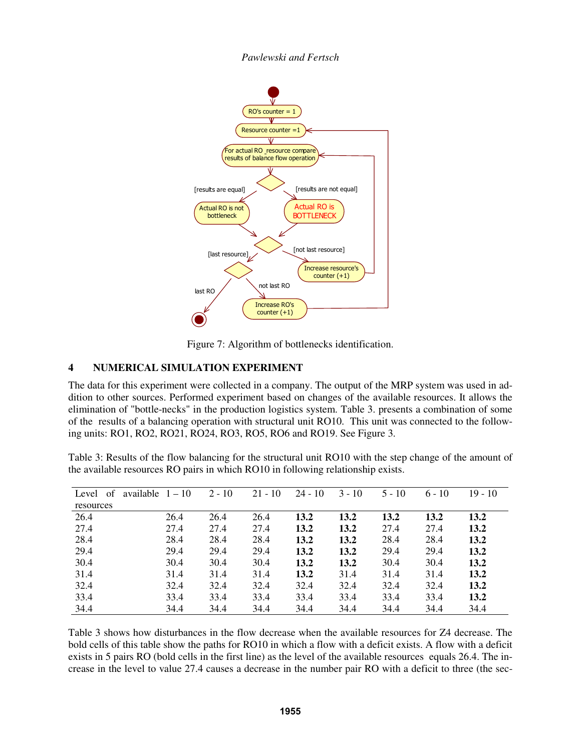Figure 7: Algorithm of bottlenecks identification.

## 4 NUMERICAL SIMULATION EXPERIMENT

The data for this experiment were collected in a company. The output of the MRP system was used in addition to other sources. Performed experiment based on changes of the available resources. It allows the elimination of "bottle-necks" in the production logistics system. Table 3. presents a combination of some of the results of a balancing operation with structural unit RO10. This unit was connected to the following units: RO1, RO2, RO21, RO24, RO3, RO5, RO6 and RO19. See Figure 3.

Table 3: Results of the flow balancing for the structural unit RO10 with the step change of the amount of the available resources RO pairs in which RO10 in following relationship exists.

| Level of available resources | 1 – 10 | 2 - 10 | 21 - 10 | 24 - 10 | 3 - 10 | 5 - 10 | 6 - 10 | 19 - 10 |
|---|---|---|---|---|---|---|---|---|
| 26.4 | 26.4 | 26.4 | 26.4 | **13.2** | **13.2** | **13.2** | **13.2** | **13.2** |
| 27.4 | 27.4 | 27.4 | 27.4 | **13.2** | **13.2** | 27.4 | 27.4 | **13.2** |
| 28.4 | 28.4 | 28.4 | 28.4 | **13.2** | **13.2** | 28.4 | 28.4 | **13.2** |
| 29.4 | 29.4 | 29.4 | 29.4 | **13.2** | **13.2** | 29.4 | 29.4 | **13.2** |
| 30.4 | 30.4 | 30.4 | 30.4 | **13.2** | **13.2** | 30.4 | 30.4 | **13.2** |
| 31.4 | 31.4 | 31.4 | 31.4 | **13.2** | 31.4 | 31.4 | 31.4 | **13.2** |
| 32.4 | 32.4 | 32.4 | 32.4 | 32.4 | 32.4 | 32.4 | 32.4 | **13.2** |
| 33.4 | 33.4 | 33.4 | 33.4 | 33.4 | 33.4 | 33.4 | 33.4 | **13.2** |
| 34.4 | 34.4 | 34.4 | 34.4 | 34.4 | 34.4 | 34.4 | 34.4 | 34.4 |

Table 3 shows how disturbances in the flow decrease when the available resources for Z4 decrease. The bold cells of this table show the paths for RO10 in which a flow with a deficit exists. A flow with a deficit exists in 5 pairs RO (bold cells in the first line) as the level of the available resources equals 26.4. The increase in the level to value 27.4 causes a decrease in the number pair RO with a deficit to three (the sec-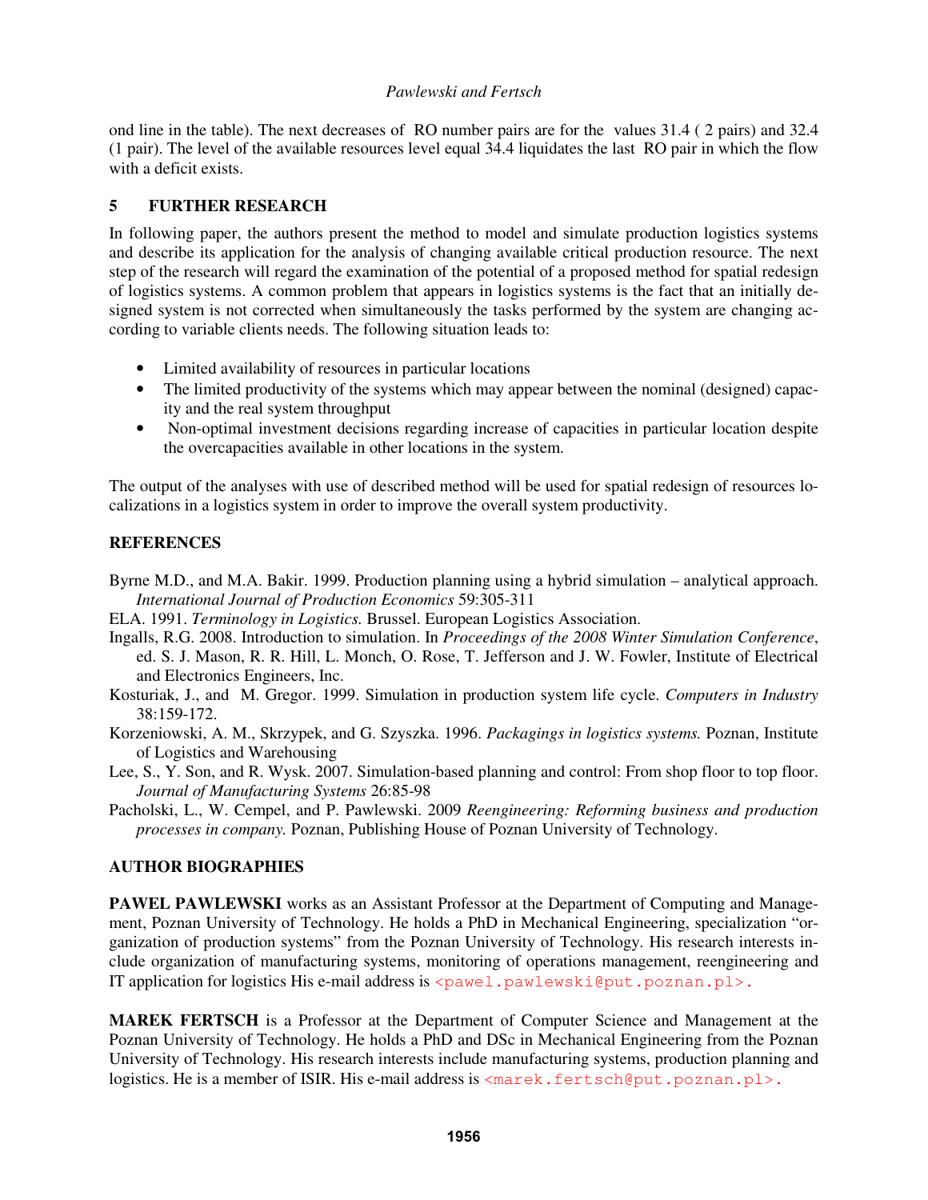ond line in the table). The next decreases of RO number pairs are for the values 31.4 ( 2 pairs) and 32.4 (1 pair). The level of the available resources level equal 34.4 liquidates the last RO pair in which the flow with a deficit exists.

## 5 FURTHER RESEARCH

In following paper, the authors present the method to model and simulate production logistics systems and describe its application for the analysis of changing available critical production resource. The next step of the research will regard the examination of the potential of a proposed method for spatial redesign of logistics systems. A common problem that appears in logistics systems is the fact that an initially designed system is not corrected when simultaneously the tasks performed by the system are changing according to variable clients needs. The following situation leads to:

- Limited availability of resources in particular locations
- The limited productivity of the systems which may appear between the nominal (designed) capacity and the real system throughput
- Non-optimal investment decisions regarding increase of capacities in particular location despite the overcapacities available in other locations in the system.

The output of the analyses with use of described method will be used for spatial redesign of resources localizations in a logistics system in order to improve the overall system productivity.

## REFERENCES

Byrne M.D., and M.A. Bakir. 1999. Production planning using a hybrid simulation – analytical approach. *International Journal of Production Economics* 59:305-311

ELA. 1991. *Terminology in Logistics.* Brussel. European Logistics Association.

Ingalls, R.G. 2008. Introduction to simulation. In *Proceedings of the 2008 Winter Simulation Conference*, ed. S. J. Mason, R. R. Hill, L. Monch, O. Rose, T. Jefferson and J. W. Fowler, Institute of Electrical and Electronics Engineers, Inc.

Kosturiak, J., and M. Gregor. 1999. Simulation in production system life cycle. *Computers in Industry* 38:159-172.

Korzeniowski, A. M., Skrzypek, and G. Szyszka. 1996. *Packagings in logistics systems.* Poznan, Institute of Logistics and Warehousing

Lee, S., Y. Son, and R. Wysk. 2007. Simulation-based planning and control: From shop floor to top floor. *Journal of Manufacturing Systems* 26:85-98

Pacholski, L., W. Cempel, and P. Pawlewski. 2009 *Reengineering: Reforming business and production processes in company.* Poznan, Publishing House of Poznan University of Technology.

## AUTHOR BIOGRAPHIES

**PAWEL PAWLEWSKI** works as an Assistant Professor at the Department of Computing and Management, Poznan University of Technology. He holds a PhD in Mechanical Engineering, specialization "organization of production systems" from the Poznan University of Technology. His research interests include organization of manufacturing systems, monitoring of operations management, reengineering and IT application for logistics His e-mail address is <pawel.pawlewski@put.poznan.pl>.

**MAREK FERTSCH** is a Professor at the Department of Computer Science and Management at the Poznan University of Technology. He holds a PhD and DSc in Mechanical Engineering from the Poznan University of Technology. His research interests include manufacturing systems, production planning and logistics. He is a member of ISIR. His e-mail address is <marek.fertsch@put.poznan.pl>.